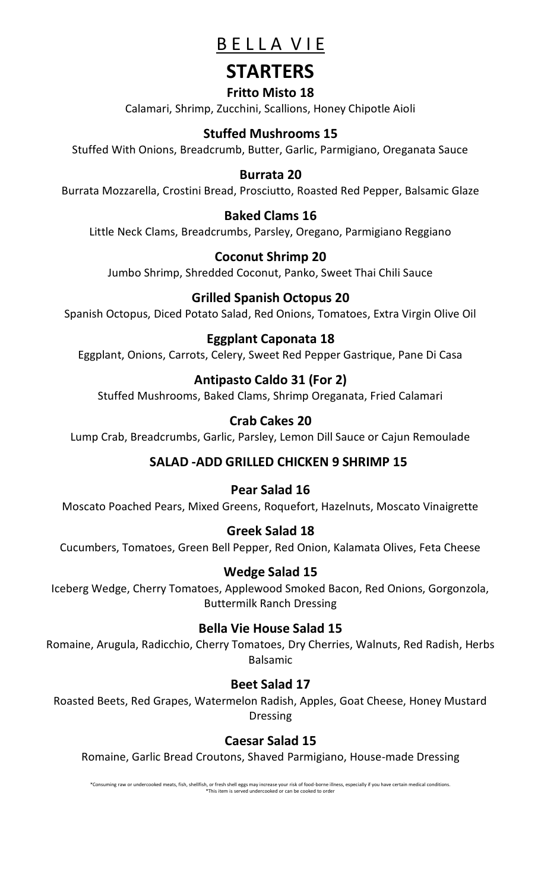# BELLA VIE

## STARTERS

### Fritto Misto 18
Calamari, Shrimp, Zucchini, Scallions, Honey Chipotle Aioli

### Stuffed Mushrooms 15
Stuffed With Onions, Breadcrumb, Butter, Garlic, Parmigiano, Oreganata Sauce

### Burrata 20
Burrata Mozzarella, Crostini Bread, Prosciutto, Roasted Red Pepper, Balsamic Glaze

### Baked Clams 16
Little Neck Clams, Breadcrumbs, Parsley, Oregano, Parmigiano Reggiano

### Coconut Shrimp 20
Jumbo Shrimp, Shredded Coconut, Panko, Sweet Thai Chili Sauce

### Grilled Spanish Octopus 20
Spanish Octopus, Diced Potato Salad, Red Onions, Tomatoes, Extra Virgin Olive Oil

### Eggplant Caponata 18
Eggplant, Onions, Carrots, Celery, Sweet Red Pepper Gastrique, Pane Di Casa

### Antipasto Caldo 31 (For 2)
Stuffed Mushrooms, Baked Clams, Shrimp Oreganata, Fried Calamari

### Crab Cakes 20
Lump Crab, Breadcrumbs, Garlic, Parsley, Lemon Dill Sauce or Cajun Remoulade

## SALAD -ADD GRILLED CHICKEN 9 SHRIMP 15

### Pear Salad 16
Moscato Poached Pears, Mixed Greens, Roquefort, Hazelnuts, Moscato Vinaigrette

### Greek Salad 18
Cucumbers, Tomatoes, Green Bell Pepper, Red Onion, Kalamata Olives, Feta Cheese

### Wedge Salad 15
Iceberg Wedge, Cherry Tomatoes, Applewood Smoked Bacon, Red Onions, Gorgonzola, Buttermilk Ranch Dressing

### Bella Vie House Salad 15
Romaine, Arugula, Radicchio, Cherry Tomatoes, Dry Cherries, Walnuts, Red Radish, Herbs Balsamic

### Beet Salad 17
Roasted Beets, Red Grapes, Watermelon Radish, Apples, Goat Cheese, Honey Mustard Dressing

### Caesar Salad 15
Romaine, Garlic Bread Croutons, Shaved Parmigiano, House-made Dressing

*Consuming raw or undercooked meats, fish, shellfish, or fresh shell eggs may increase your risk of food-borne illness, especially if you have certain medical conditions.
*This item is served undercooked or can be cooked to order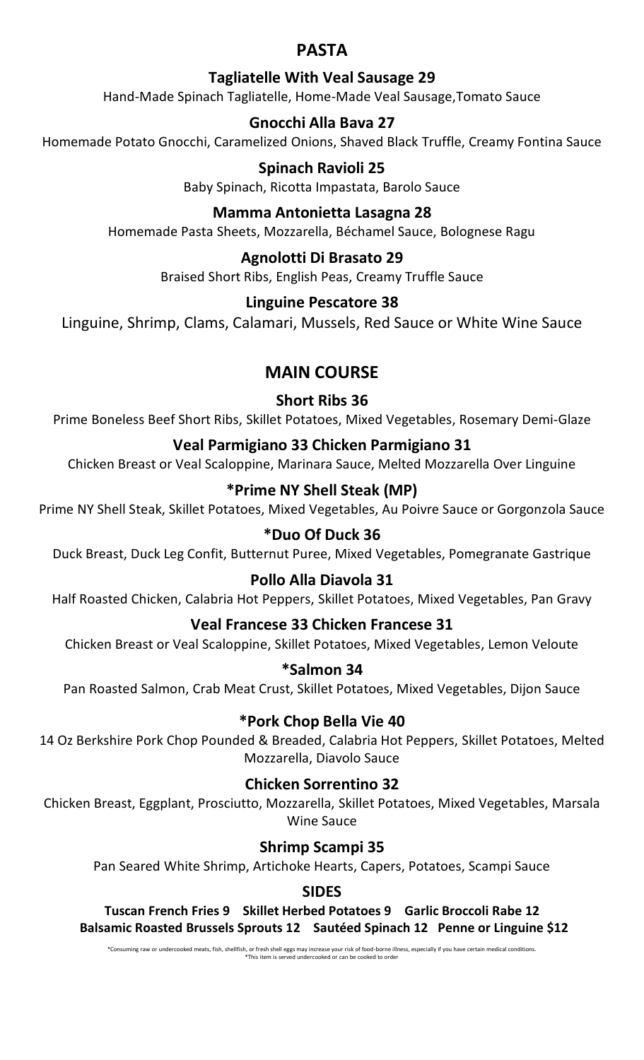## PASTA

### Tagliatelle With Veal Sausage 29

Hand-Made Spinach Tagliatelle, Home-Made Veal Sausage,Tomato Sauce

### Gnocchi Alla Bava 27

Homemade Potato Gnocchi, Caramelized Onions, Shaved Black Truffle, Creamy Fontina Sauce

### Spinach Ravioli 25

Baby Spinach, Ricotta Impastata, Barolo Sauce

### Mamma Antonietta Lasagna 28

Homemade Pasta Sheets, Mozzarella, Béchamel Sauce, Bolognese Ragu

### Agnolotti Di Brasato 29

Braised Short Ribs, English Peas, Creamy Truffle Sauce

### Linguine Pescatore 38

Linguine, Shrimp, Clams, Calamari, Mussels, Red Sauce or White Wine Sauce

## MAIN COURSE

### Short Ribs 36

Prime Boneless Beef Short Ribs, Skillet Potatoes, Mixed Vegetables, Rosemary Demi-Glaze

### Veal Parmigiano 33 Chicken Parmigiano 31

Chicken Breast or Veal Scaloppine, Marinara Sauce, Melted Mozzarella Over Linguine

### *Prime NY Shell Steak (MP)

Prime NY Shell Steak, Skillet Potatoes, Mixed Vegetables, Au Poivre Sauce or Gorgonzola Sauce

### *Duo Of Duck 36

Duck Breast, Duck Leg Confit, Butternut Puree, Mixed Vegetables, Pomegranate Gastrique

### Pollo Alla Diavola 31

Half Roasted Chicken, Calabria Hot Peppers, Skillet Potatoes, Mixed Vegetables, Pan Gravy

### Veal Francese 33 Chicken Francese 31

Chicken Breast or Veal Scaloppine, Skillet Potatoes, Mixed Vegetables, Lemon Veloute

### *Salmon 34

Pan Roasted Salmon, Crab Meat Crust, Skillet Potatoes, Mixed Vegetables, Dijon Sauce

### *Pork Chop Bella Vie 40

14 Oz Berkshire Pork Chop Pounded & Breaded, Calabria Hot Peppers, Skillet Potatoes, Melted Mozzarella, Diavolo Sauce

### Chicken Sorrentino 32

Chicken Breast, Eggplant, Prosciutto, Mozzarella, Skillet Potatoes, Mixed Vegetables, Marsala Wine Sauce

### Shrimp Scampi 35

Pan Seared White Shrimp, Artichoke Hearts, Capers, Potatoes, Scampi Sauce

### SIDES

**Tuscan French Fries 9 Skillet Herbed Potatoes 9 Garlic Broccoli Rabe 12**
**Balsamic Roasted Brussels Sprouts 12 Sautéed Spinach 12 Penne or Linguine $12**

*Consuming raw or undercooked meats, fish, shellfish, or fresh shell eggs may increase your risk of food-borne illness, especially if you have certain medical conditions.
*This item is served undercooked or can be cooked to order